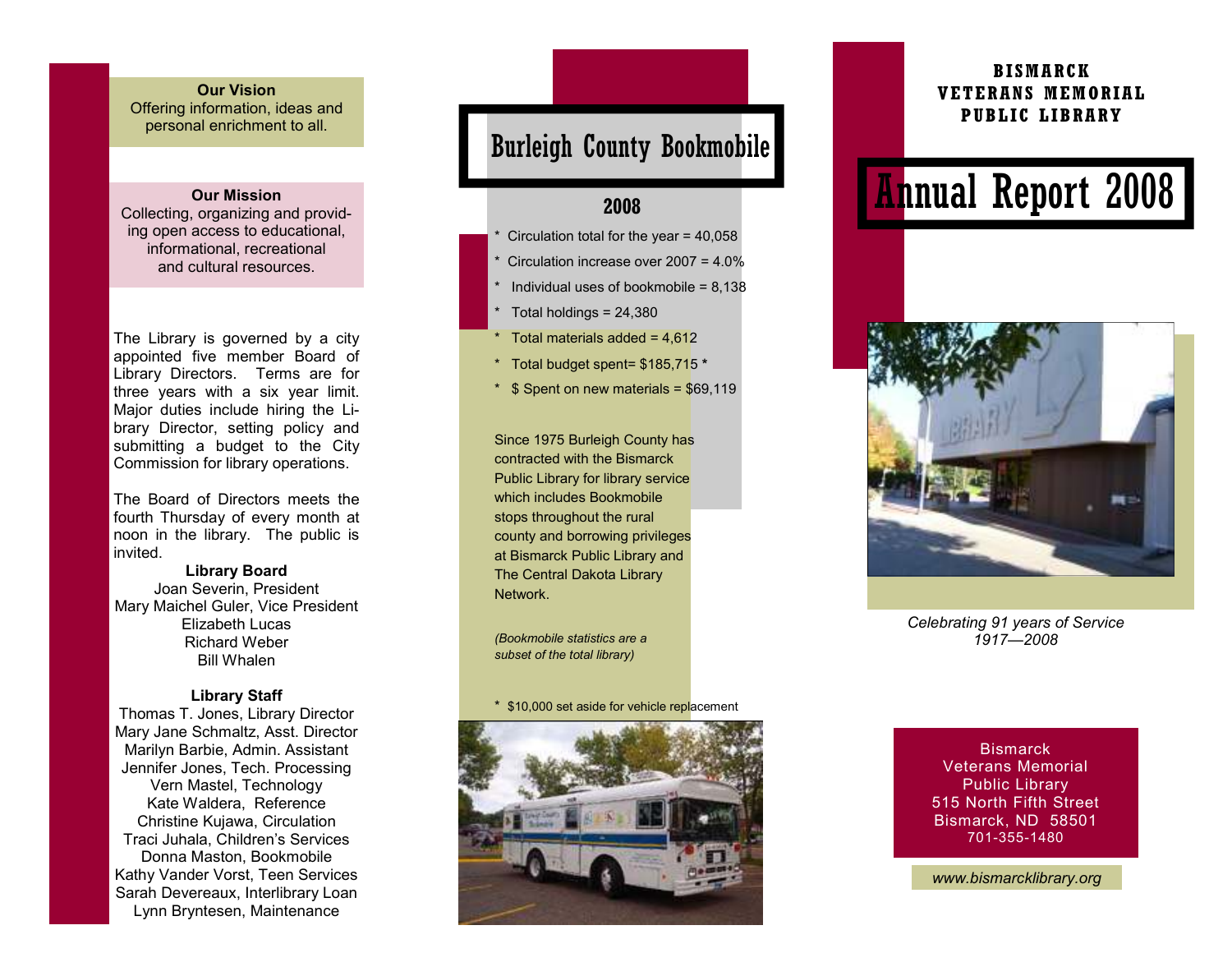**Our Vision**

Offering information, ideas and personal enrichment to all.

**Our Mission**

Collecting, organizing and providing open access to educational, informational, recreational and cultural resources.

The Library is governed by a city appointed five member Board of Library Directors. Terms are for three years with a six year limit. Major duties include hiring the Library Director, setting policy and submitting a budget to the City Commission for library operations.

The Board of Directors meets the fourth Thursday of every month at noon in the library. The public is invited.

**Library Board**

Joan Severin, President
Mary Maichel Guler, Vice President
Elizabeth Lucas
Richard Weber
Bill Whalen

**Library Staff**

Thomas T. Jones, Library Director
Mary Jane Schmaltz, Asst. Director
Marilyn Barbie, Admin. Assistant
Jennifer Jones, Tech. Processing
Vern Mastel, Technology
Kate Waldera, Reference
Christine Kujawa, Circulation
Traci Juhala, Children's Services
Donna Maston, Bookmobile
Kathy Vander Vorst, Teen Services
Sarah Devereaux, Interlibrary Loan
Lynn Bryntesen, Maintenance

# Burleigh County Bookmobile

## 2008

- * Circulation total for the year = 40,058
- * Circulation increase over 2007 = 4.0%
- * Individual uses of bookmobile = 8,138
- * Total holdings = 24,380
- * Total materials added = 4,612
- * Total budget spent= $185,715 *
- * $ Spent on new materials = $69,119

Since 1975 Burleigh County has contracted with the Bismarck Public Library for library service which includes Bookmobile stops throughout the rural county and borrowing privileges at Bismarck Public Library and The Central Dakota Library Network.

*(Bookmobile statistics are a subset of the total library)*

* $10,000 set aside for vehicle replacement

**BISMARCK VETERANS MEMORIAL PUBLIC LIBRARY**

# Annual Report 2008

*Celebrating 91 years of Service 1917—2008*

Bismarck
Veterans Memorial
Public Library
515 North Fifth Street
Bismarck, ND 58501
701-355-1480

*www.bismarcklibrary.org*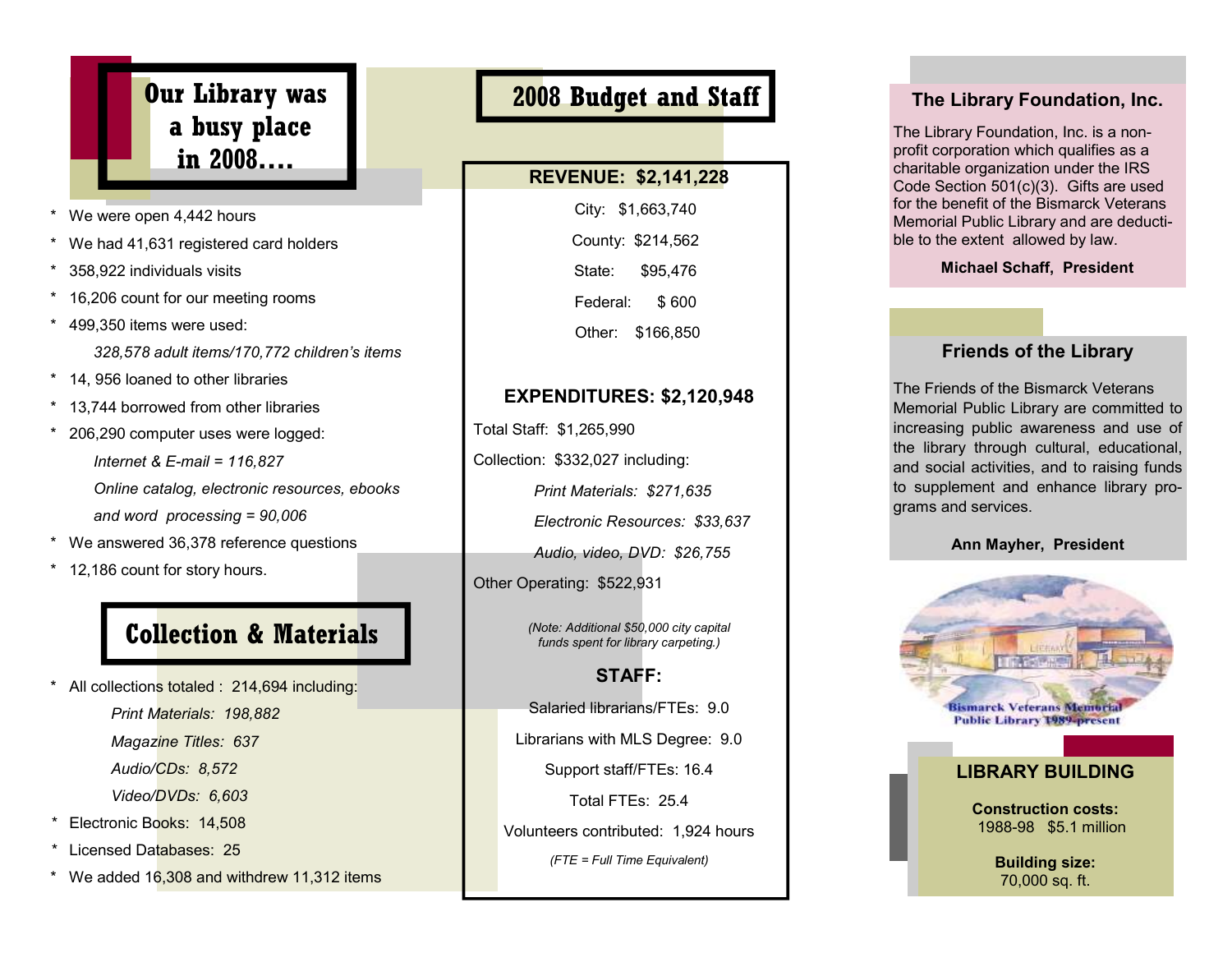## Our Library was a busy place in 2008....

- We were open 4,442 hours
- We had 41,631 registered card holders
- 358,922 individuals visits
- 16,206 count for our meeting rooms
- 499,350 items were used:

  *328,578 adult items/170,772 children's items*
- 14, 956 loaned to other libraries
- 13,744 borrowed from other libraries
- 206,290 computer uses were logged:

  *Internet & E-mail = 116,827*

  *Online catalog, electronic resources, ebooks and word processing = 90,006*
- We answered 36,378 reference questions
- 12,186 count for story hours.

## Collection & Materials

- All collections totaled : 214,694 including:

  *Print Materials: 198,882*

  *Magazine Titles: 637*

  *Audio/CDs: 8,572*

  *Video/DVDs: 6,603*
- Electronic Books: 14,508
- Licensed Databases: 25
- We added 16,308 and withdrew 11,312 items

## 2008 Budget and Staff

**REVENUE: $2,141,228**

City: $1,663,740

County: $214,562

State: $95,476

Federal: $ 600

Other: $166,850

**EXPENDITURES: $2,120,948**

Total Staff: $1,265,990

Collection: $332,027 including:

*Print Materials: $271,635*

*Electronic Resources: $33,637*

*Audio, video, DVD: $26,755*

Other Operating: $522,931

*(Note: Additional $50,000 city capital funds spent for library carpeting.)*

**STAFF:**

Salaried librarians/FTEs: 9.0

Librarians with MLS Degree: 9.0

Support staff/FTEs: 16.4

Total FTEs: 25.4

Volunteers contributed: 1,924 hours

*(FTE = Full Time Equivalent)*

### The Library Foundation, Inc.

The Library Foundation, Inc. is a non-profit corporation which qualifies as a charitable organization under the IRS Code Section 501(c)(3). Gifts are used for the benefit of the Bismarck Veterans Memorial Public Library and are deductible to the extent allowed by law.

**Michael Schaff, President**

### Friends of the Library

The Friends of the Bismarck Veterans Memorial Public Library are committed to increasing public awareness and use of the library through cultural, educational, and social activities, and to raising funds to supplement and enhance library programs and services.

**Ann Mayher, President**

Bismarck Veterans Memorial Public Library 1989-present

### LIBRARY BUILDING

**Construction costs:**
1988-98 $5.1 million

**Building size:**
70,000 sq. ft.